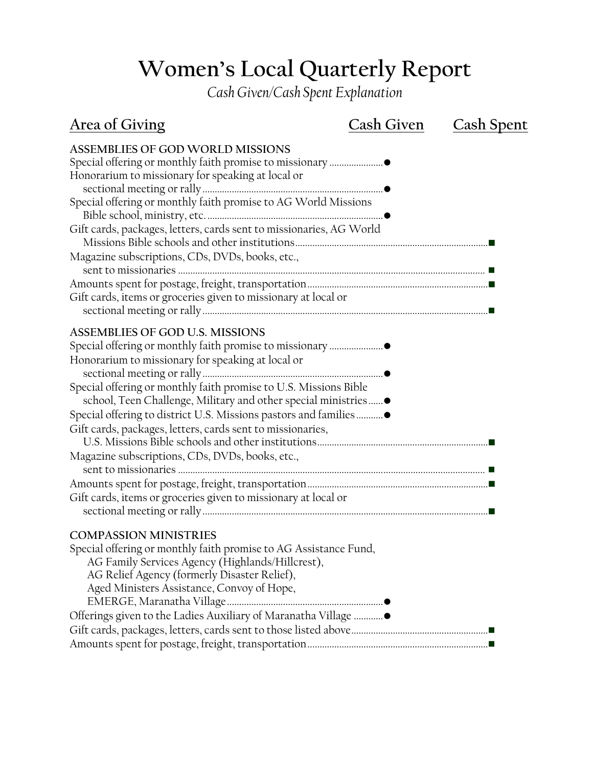# Women's Local Quarterly Report

*Cash Given/Cash Spent Explanation*

| Area of Giving | Cash Given | Cash Spent |
|---|---|---|
| **ASSEMBLIES OF GOD WORLD MISSIONS** | | |
| Special offering or monthly faith promise to missionary | ● | |
| Honorarium to missionary for speaking at local or sectional meeting or rally | ● | |
| Special offering or monthly faith promise to AG World Missions Bible school, ministry, etc. | ● | |
| Gift cards, packages, letters, cards sent to missionaries, AG World Missions Bible schools and other institutions | | ■ |
| Magazine subscriptions, CDs, DVDs, books, etc., sent to missionaries | | ■ |
| Amounts spent for postage, freight, transportation | | ■ |
| Gift cards, items or groceries given to missionary at local or sectional meeting or rally | | ■ |
| **ASSEMBLIES OF GOD U.S. MISSIONS** | | |
| Special offering or monthly faith promise to missionary | ● | |
| Honorarium to missionary for speaking at local or sectional meeting or rally | ● | |
| Special offering or monthly faith promise to U.S. Missions Bible school, Teen Challenge, Military and other special ministries | ● | |
| Special offering to district U.S. Missions pastors and families | ● | |
| Gift cards, packages, letters, cards sent to missionaries, U.S. Missions Bible schools and other institutions | | ■ |
| Magazine subscriptions, CDs, DVDs, books, etc., sent to missionaries | | ■ |
| Amounts spent for postage, freight, transportation | | ■ |
| Gift cards, items or groceries given to missionary at local or sectional meeting or rally | | ■ |
| **COMPASSION MINISTRIES** | | |
| Special offering or monthly faith promise to AG Assistance Fund, AG Family Services Agency (Highlands/Hillcrest), AG Relief Agency (formerly Disaster Relief), Aged Ministers Assistance, Convoy of Hope, EMERGE, Maranatha Village | ● | |
| Offerings given to the Ladies Auxiliary of Maranatha Village | ● | |
| Gift cards, packages, letters, cards sent to those listed above | | ■ |
| Amounts spent for postage, freight, transportation | | ■ |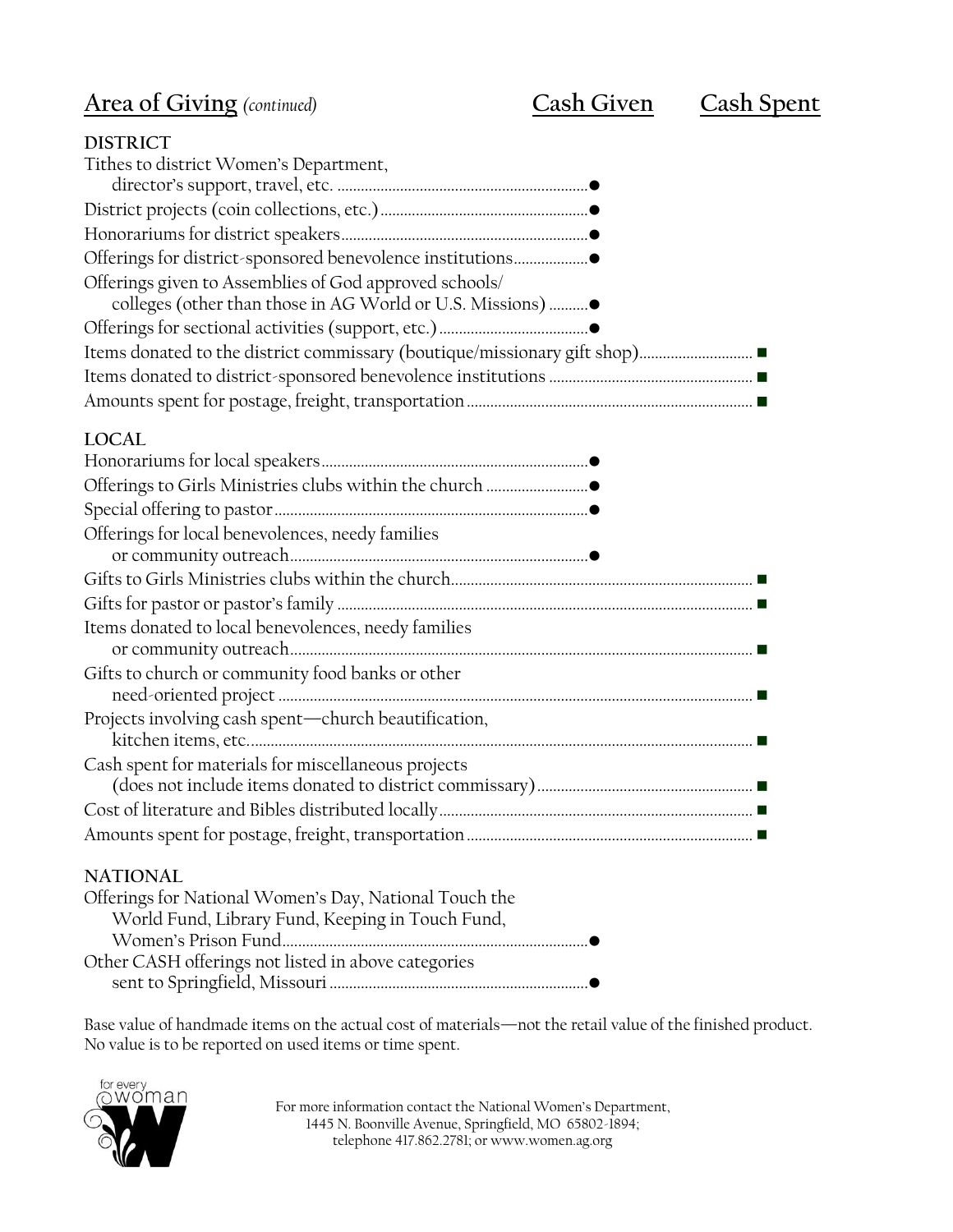## Area of Giving *(continued)* — Cash Given — Cash Spent

| Area of Giving *(continued)* | Cash Given | Cash Spent |
|---|---|---|
| **DISTRICT** | | |
| Tithes to district Women's Department, director's support, travel, etc. | ● | |
| District projects (coin collections, etc.) | ● | |
| Honorariums for district speakers | ● | |
| Offerings for district-sponsored benevolence institutions | ● | |
| Offerings given to Assemblies of God approved schools/ colleges (other than those in AG World or U.S. Missions) | ● | |
| Offerings for sectional activities (support, etc.) | ● | |
| Items donated to the district commissary (boutique/missionary gift shop) | | ■ |
| Items donated to district-sponsored benevolence institutions | | ■ |
| Amounts spent for postage, freight, transportation | | ■ |
| **LOCAL** | | |
| Honorariums for local speakers | ● | |
| Offerings to Girls Ministries clubs within the church | ● | |
| Special offering to pastor | ● | |
| Offerings for local benevolences, needy families or community outreach | ● | |
| Gifts to Girls Ministries clubs within the church | | ■ |
| Gifts for pastor or pastor's family | | ■ |
| Items donated to local benevolences, needy families or community outreach | | ■ |
| Gifts to church or community food banks or other need-oriented project | | ■ |
| Projects involving cash spent—church beautification, kitchen items, etc. | | ■ |
| Cash spent for materials for miscellaneous projects (does not include items donated to district commissary) | | ■ |
| Cost of literature and Bibles distributed locally | | ■ |
| Amounts spent for postage, freight, transportation | | ■ |
| **NATIONAL** | | |
| Offerings for National Women's Day, National Touch the World Fund, Library Fund, Keeping in Touch Fund, Women's Prison Fund | ● | |
| Other CASH offerings not listed in above categories sent to Springfield, Missouri | ● | |

Base value of handmade items on the actual cost of materials—not the retail value of the finished product. No value is to be reported on used items or time spent.

for every woman

For more information contact the National Women's Department, 1445 N. Boonville Avenue, Springfield, MO 65802-1894; telephone 417.862.2781; or www.women.ag.org